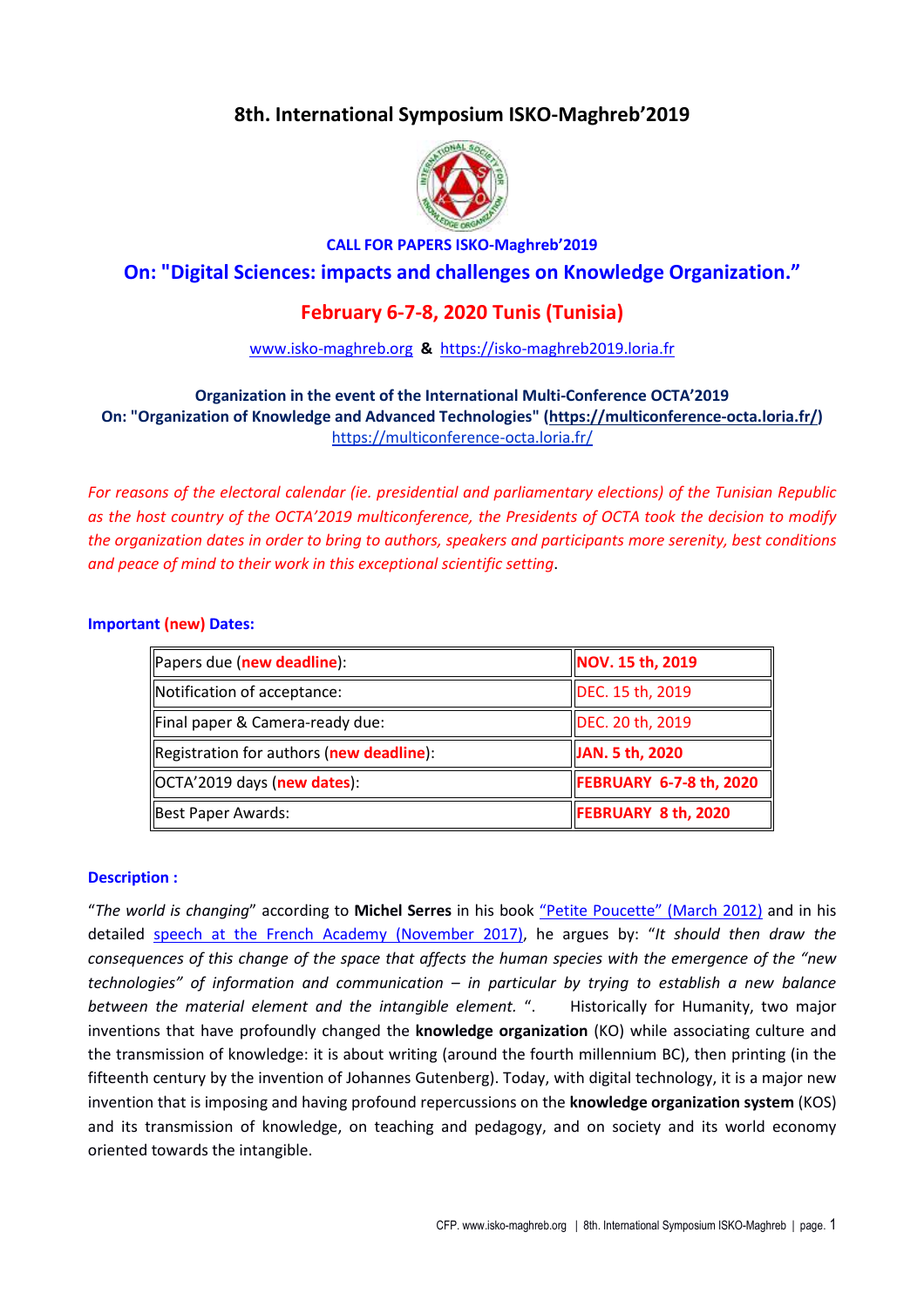# 8th. International Symposium ISKO-Maghreb'2019

**CALL FOR PAPERS ISKO-Maghreb'2019**

## On: "Digital Sciences: impacts and challenges on Knowledge Organization."

## February 6-7-8, 2020 Tunis (Tunisia)

www.isko-maghreb.org & https://isko-maghreb2019.loria.fr

**Organization in the event of the International Multi-Conference OCTA'2019**
**On: "Organization of Knowledge and Advanced Technologies" (https://multiconference-octa.loria.fr/)**
https://multiconference-octa.loria.fr/

*For reasons of the electoral calendar (ie. presidential and parliamentary elections) of the Tunisian Republic as the host country of the OCTA'2019 multiconference, the Presidents of OCTA took the decision to modify the organization dates in order to bring to authors, speakers and participants more serenity, best conditions and peace of mind to their work in this exceptional scientific setting*.

### Important (new) Dates:

| | |
|---|---|
| Papers due (**new deadline**): | **NOV. 15 th, 2019** |
| Notification of acceptance: | DEC. 15 th, 2019 |
| Final paper & Camera-ready due: | DEC. 20 th, 2019 |
| Registration for authors (**new deadline**): | **JAN. 5 th, 2020** |
| OCTA'2019 days (**new dates**): | **FEBRUARY 6-7-8 th, 2020** |
| Best Paper Awards: | **FEBRUARY 8 th, 2020** |

### Description :

"*The world is changing*" according to **Michel Serres** in his book "Petite Poucette" (March 2012) and in his detailed speech at the French Academy (November 2017), he argues by: "*It should then draw the consequences of this change of the space that affects the human species with the emergence of the "new technologies" of information and communication – in particular by trying to establish a new balance between the material element and the intangible element.* ". Historically for Humanity, two major inventions that have profoundly changed the **knowledge organization** (KO) while associating culture and the transmission of knowledge: it is about writing (around the fourth millennium BC), then printing (in the fifteenth century by the invention of Johannes Gutenberg). Today, with digital technology, it is a major new invention that is imposing and having profound repercussions on the **knowledge organization system** (KOS) and its transmission of knowledge, on teaching and pedagogy, and on society and its world economy oriented towards the intangible.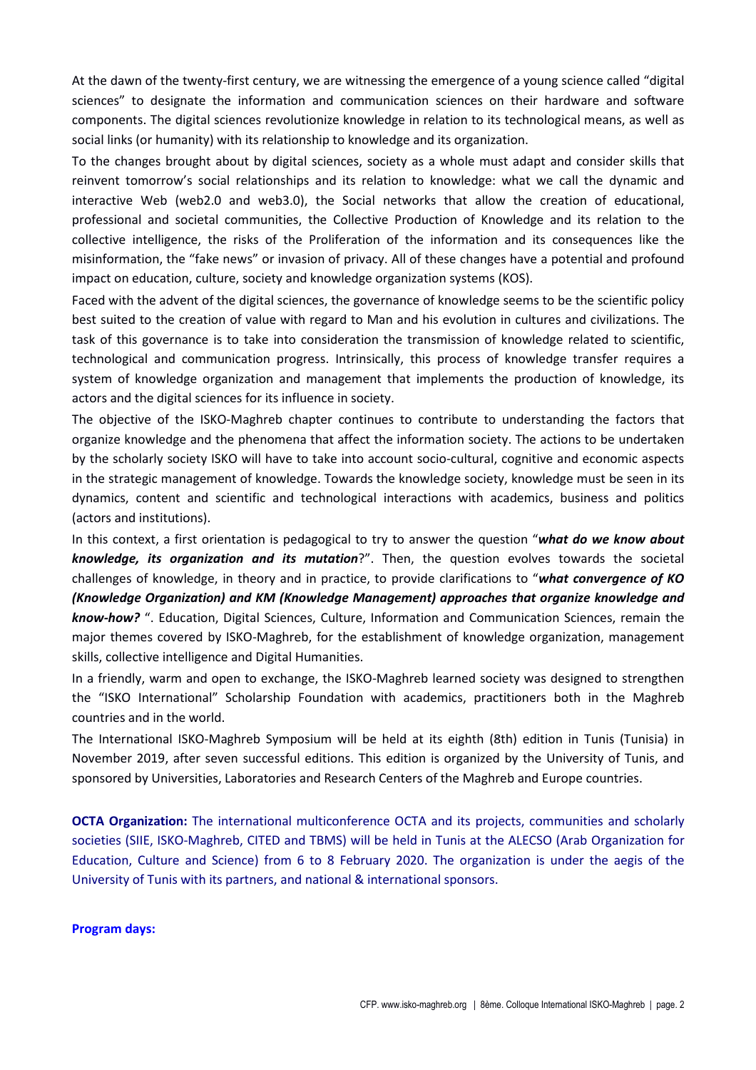At the dawn of the twenty-first century, we are witnessing the emergence of a young science called "digital sciences" to designate the information and communication sciences on their hardware and software components. The digital sciences revolutionize knowledge in relation to its technological means, as well as social links (or humanity) with its relationship to knowledge and its organization.

To the changes brought about by digital sciences, society as a whole must adapt and consider skills that reinvent tomorrow's social relationships and its relation to knowledge: what we call the dynamic and interactive Web (web2.0 and web3.0), the Social networks that allow the creation of educational, professional and societal communities, the Collective Production of Knowledge and its relation to the collective intelligence, the risks of the Proliferation of the information and its consequences like the misinformation, the "fake news" or invasion of privacy. All of these changes have a potential and profound impact on education, culture, society and knowledge organization systems (KOS).

Faced with the advent of the digital sciences, the governance of knowledge seems to be the scientific policy best suited to the creation of value with regard to Man and his evolution in cultures and civilizations. The task of this governance is to take into consideration the transmission of knowledge related to scientific, technological and communication progress. Intrinsically, this process of knowledge transfer requires a system of knowledge organization and management that implements the production of knowledge, its actors and the digital sciences for its influence in society.

The objective of the ISKO-Maghreb chapter continues to contribute to understanding the factors that organize knowledge and the phenomena that affect the information society. The actions to be undertaken by the scholarly society ISKO will have to take into account socio-cultural, cognitive and economic aspects in the strategic management of knowledge. Towards the knowledge society, knowledge must be seen in its dynamics, content and scientific and technological interactions with academics, business and politics (actors and institutions).

In this context, a first orientation is pedagogical to try to answer the question "***what do we know about knowledge, its organization and its mutation***?". Then, the question evolves towards the societal challenges of knowledge, in theory and in practice, to provide clarifications to "***what convergence of KO (Knowledge Organization) and KM (Knowledge Management) approaches that organize knowledge and know-how?*** ". Education, Digital Sciences, Culture, Information and Communication Sciences, remain the major themes covered by ISKO-Maghreb, for the establishment of knowledge organization, management skills, collective intelligence and Digital Humanities.

In a friendly, warm and open to exchange, the ISKO-Maghreb learned society was designed to strengthen the "ISKO International" Scholarship Foundation with academics, practitioners both in the Maghreb countries and in the world.

The International ISKO-Maghreb Symposium will be held at its eighth (8th) edition in Tunis (Tunisia) in November 2019, after seven successful editions. This edition is organized by the University of Tunis, and sponsored by Universities, Laboratories and Research Centers of the Maghreb and Europe countries.

**OCTA Organization:** The international multiconference OCTA and its projects, communities and scholarly societies (SIIE, ISKO-Maghreb, CITED and TBMS) will be held in Tunis at the ALECSO (Arab Organization for Education, Culture and Science) from 6 to 8 February 2020. The organization is under the aegis of the University of Tunis with its partners, and national & international sponsors.

**Program days:**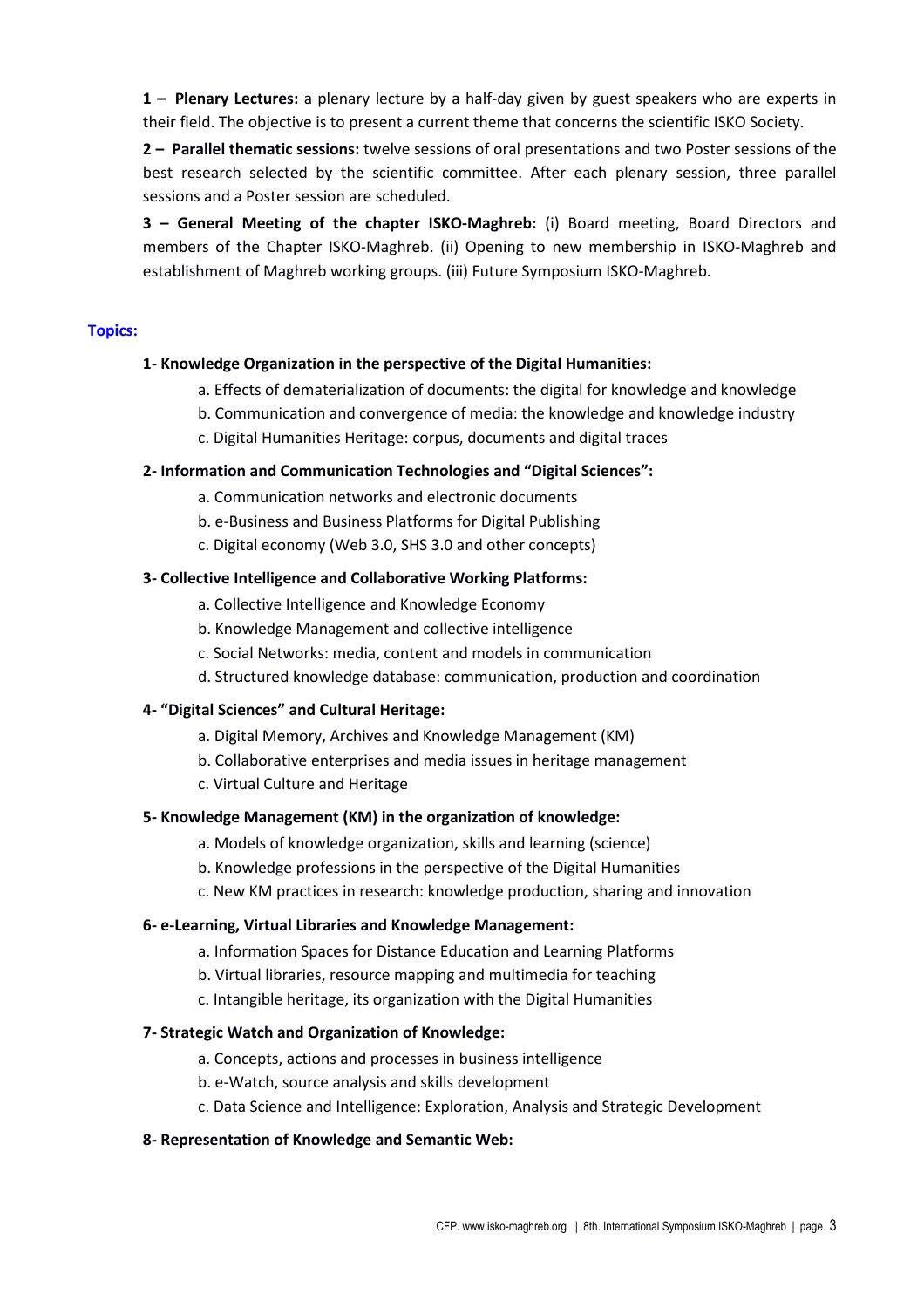**1 – Plenary Lectures:** a plenary lecture by a half-day given by guest speakers who are experts in their field. The objective is to present a current theme that concerns the scientific ISKO Society.

**2 – Parallel thematic sessions:** twelve sessions of oral presentations and two Poster sessions of the best research selected by the scientific committee. After each plenary session, three parallel sessions and a Poster session are scheduled.

**3 – General Meeting of the chapter ISKO-Maghreb:** (i) Board meeting, Board Directors and members of the Chapter ISKO-Maghreb. (ii) Opening to new membership in ISKO-Maghreb and establishment of Maghreb working groups. (iii) Future Symposium ISKO-Maghreb.

## Topics:

**1- Knowledge Organization in the perspective of the Digital Humanities:**

a. Effects of dematerialization of documents: the digital for knowledge and knowledge
b. Communication and convergence of media: the knowledge and knowledge industry
c. Digital Humanities Heritage: corpus, documents and digital traces

**2- Information and Communication Technologies and "Digital Sciences":**

a. Communication networks and electronic documents
b. e-Business and Business Platforms for Digital Publishing
c. Digital economy (Web 3.0, SHS 3.0 and other concepts)

**3- Collective Intelligence and Collaborative Working Platforms:**

a. Collective Intelligence and Knowledge Economy
b. Knowledge Management and collective intelligence
c. Social Networks: media, content and models in communication
d. Structured knowledge database: communication, production and coordination

**4- "Digital Sciences" and Cultural Heritage:**

a. Digital Memory, Archives and Knowledge Management (KM)
b. Collaborative enterprises and media issues in heritage management
c. Virtual Culture and Heritage

**5- Knowledge Management (KM) in the organization of knowledge:**

a. Models of knowledge organization, skills and learning (science)
b. Knowledge professions in the perspective of the Digital Humanities
c. New KM practices in research: knowledge production, sharing and innovation

**6- e-Learning, Virtual Libraries and Knowledge Management:**

a. Information Spaces for Distance Education and Learning Platforms
b. Virtual libraries, resource mapping and multimedia for teaching
c. Intangible heritage, its organization with the Digital Humanities

**7- Strategic Watch and Organization of Knowledge:**

a. Concepts, actions and processes in business intelligence
b. e-Watch, source analysis and skills development
c. Data Science and Intelligence: Exploration, Analysis and Strategic Development

**8- Representation of Knowledge and Semantic Web:**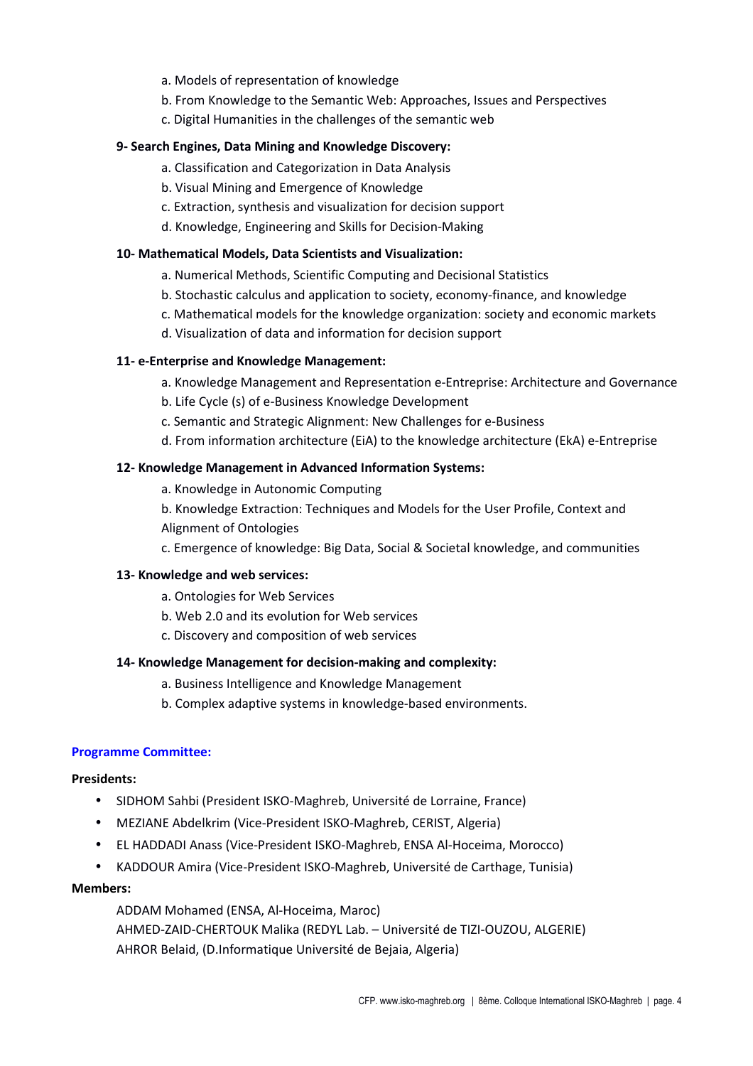a. Models of representation of knowledge

b. From Knowledge to the Semantic Web: Approaches, Issues and Perspectives

c. Digital Humanities in the challenges of the semantic web

**9- Search Engines, Data Mining and Knowledge Discovery:**

a. Classification and Categorization in Data Analysis

b. Visual Mining and Emergence of Knowledge

c. Extraction, synthesis and visualization for decision support

d. Knowledge, Engineering and Skills for Decision-Making

**10- Mathematical Models, Data Scientists and Visualization:**

a. Numerical Methods, Scientific Computing and Decisional Statistics

b. Stochastic calculus and application to society, economy-finance, and knowledge

c. Mathematical models for the knowledge organization: society and economic markets

d. Visualization of data and information for decision support

**11- e-Enterprise and Knowledge Management:**

a. Knowledge Management and Representation e-Entreprise: Architecture and Governance

b. Life Cycle (s) of e-Business Knowledge Development

c. Semantic and Strategic Alignment: New Challenges for e-Business

d. From information architecture (EiA) to the knowledge architecture (EkA) e-Entreprise

**12- Knowledge Management in Advanced Information Systems:**

a. Knowledge in Autonomic Computing

b. Knowledge Extraction: Techniques and Models for the User Profile, Context and Alignment of Ontologies

c. Emergence of knowledge: Big Data, Social & Societal knowledge, and communities

**13- Knowledge and web services:**

a. Ontologies for Web Services

b. Web 2.0 and its evolution for Web services

c. Discovery and composition of web services

**14- Knowledge Management for decision-making and complexity:**

a. Business Intelligence and Knowledge Management

b. Complex adaptive systems in knowledge-based environments.

## Programme Committee:

**Presidents:**

- SIDHOM Sahbi (President ISKO-Maghreb, Université de Lorraine, France)
- MEZIANE Abdelkrim (Vice-President ISKO-Maghreb, CERIST, Algeria)
- EL HADDADI Anass (Vice-President ISKO-Maghreb, ENSA Al-Hoceima, Morocco)
- KADDOUR Amira (Vice-President ISKO-Maghreb, Université de Carthage, Tunisia)

**Members:**

ADDAM Mohamed (ENSA, Al-Hoceima, Maroc)
AHMED-ZAID-CHERTOUK Malika (REDYL Lab. – Université de TIZI-OUZOU, ALGERIE)
AHROR Belaid, (D.Informatique Université de Bejaia, Algeria)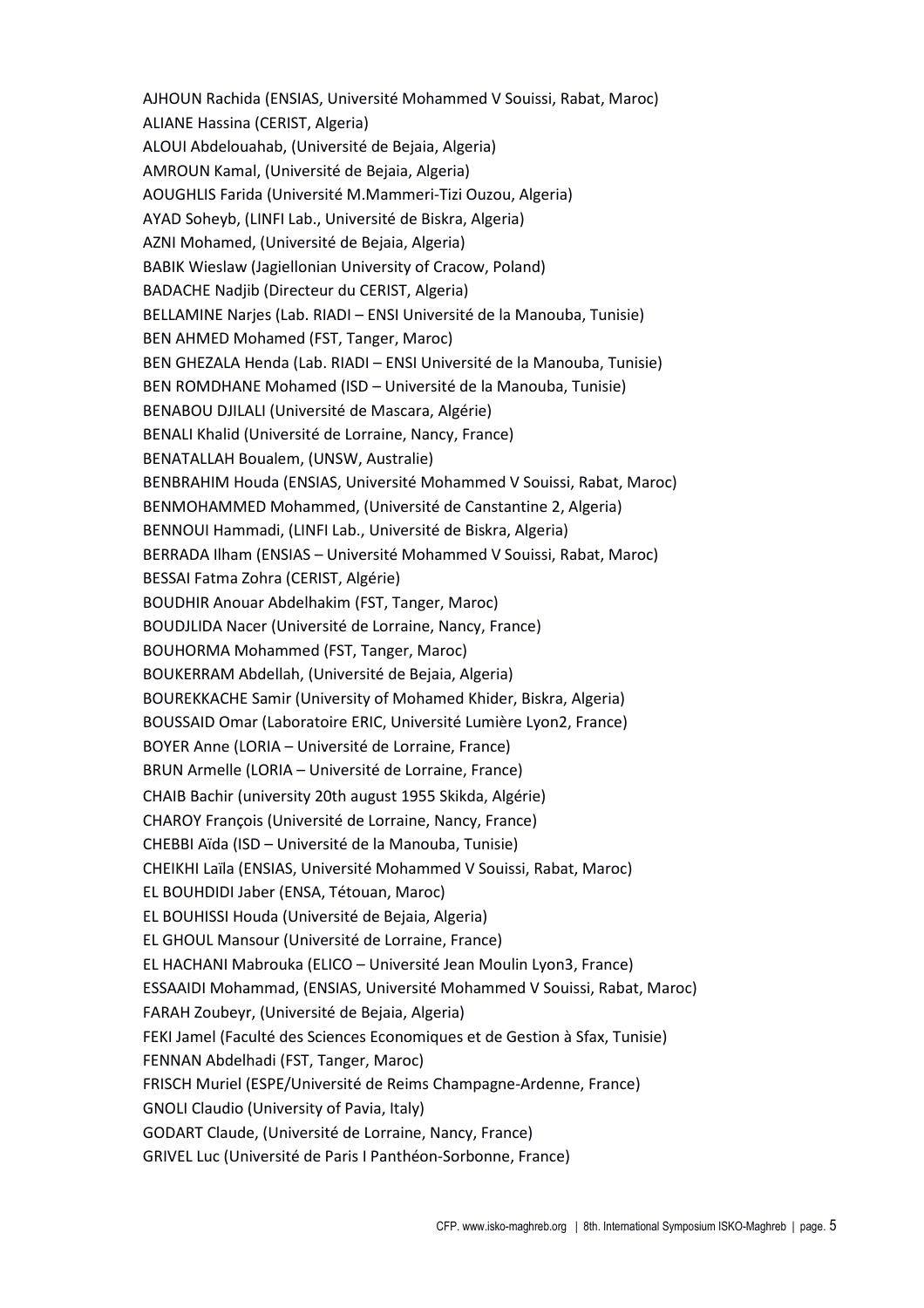AJHOUN Rachida (ENSIAS, Université Mohammed V Souissi, Rabat, Maroc)  
ALIANE Hassina (CERIST, Algeria)  
ALOUI Abdelouahab, (Université de Bejaia, Algeria)  
AMROUN Kamal, (Université de Bejaia, Algeria)  
AOUGHLIS Farida (Université M.Mammeri-Tizi Ouzou, Algeria)  
AYAD Soheyb, (LINFI Lab., Université de Biskra, Algeria)  
AZNI Mohamed, (Université de Bejaia, Algeria)  
BABIK Wieslaw (Jagiellonian University of Cracow, Poland)  
BADACHE Nadjib (Directeur du CERIST, Algeria)  
BELLAMINE Narjes (Lab. RIADI – ENSI Université de la Manouba, Tunisie)  
BEN AHMED Mohamed (FST, Tanger, Maroc)  
BEN GHEZALA Henda (Lab. RIADI – ENSI Université de la Manouba, Tunisie)  
BEN ROMDHANE Mohamed (ISD – Université de la Manouba, Tunisie)  
BENABOU DJILALI (Université de Mascara, Algérie)  
BENALI Khalid (Université de Lorraine, Nancy, France)  
BENATALLAH Boualem, (UNSW, Australie)  
BENBRAHIM Houda (ENSIAS, Université Mohammed V Souissi, Rabat, Maroc)  
BENMOHAMMED Mohammed, (Université de Canstantine 2, Algeria)  
BENNOUI Hammadi, (LINFI Lab., Université de Biskra, Algeria)  
BERRADA Ilham (ENSIAS – Université Mohammed V Souissi, Rabat, Maroc)  
BESSAI Fatma Zohra (CERIST, Algérie)  
BOUDHIR Anouar Abdelhakim (FST, Tanger, Maroc)  
BOUDJLIDA Nacer (Université de Lorraine, Nancy, France)  
BOUHORMA Mohammed (FST, Tanger, Maroc)  
BOUKERRAM Abdellah, (Université de Bejaia, Algeria)  
BOUREKKACHE Samir (University of Mohamed Khider, Biskra, Algeria)  
BOUSSAID Omar (Laboratoire ERIC, Université Lumière Lyon2, France)  
BOYER Anne (LORIA – Université de Lorraine, France)  
BRUN Armelle (LORIA – Université de Lorraine, France)  
CHAIB Bachir (university 20th august 1955 Skikda, Algérie)  
CHAROY François (Université de Lorraine, Nancy, France)  
CHEBBI Aïda (ISD – Université de la Manouba, Tunisie)  
CHEIKHI Laïla (ENSIAS, Université Mohammed V Souissi, Rabat, Maroc)  
EL BOUHDIDI Jaber (ENSA, Tétouan, Maroc)  
EL BOUHISSI Houda (Université de Bejaia, Algeria)  
EL GHOUL Mansour (Université de Lorraine, France)  
EL HACHANI Mabrouka (ELICO – Université Jean Moulin Lyon3, France)  
ESSAAIDI Mohammad, (ENSIAS, Université Mohammed V Souissi, Rabat, Maroc)  
FARAH Zoubeyr, (Université de Bejaia, Algeria)  
FEKI Jamel (Faculté des Sciences Economiques et de Gestion à Sfax, Tunisie)  
FENNAN Abdelhadi (FST, Tanger, Maroc)  
FRISCH Muriel (ESPE/Université de Reims Champagne-Ardenne, France)  
GNOLI Claudio (University of Pavia, Italy)  
GODART Claude, (Université de Lorraine, Nancy, France)  
GRIVEL Luc (Université de Paris I Panthéon-Sorbonne, France)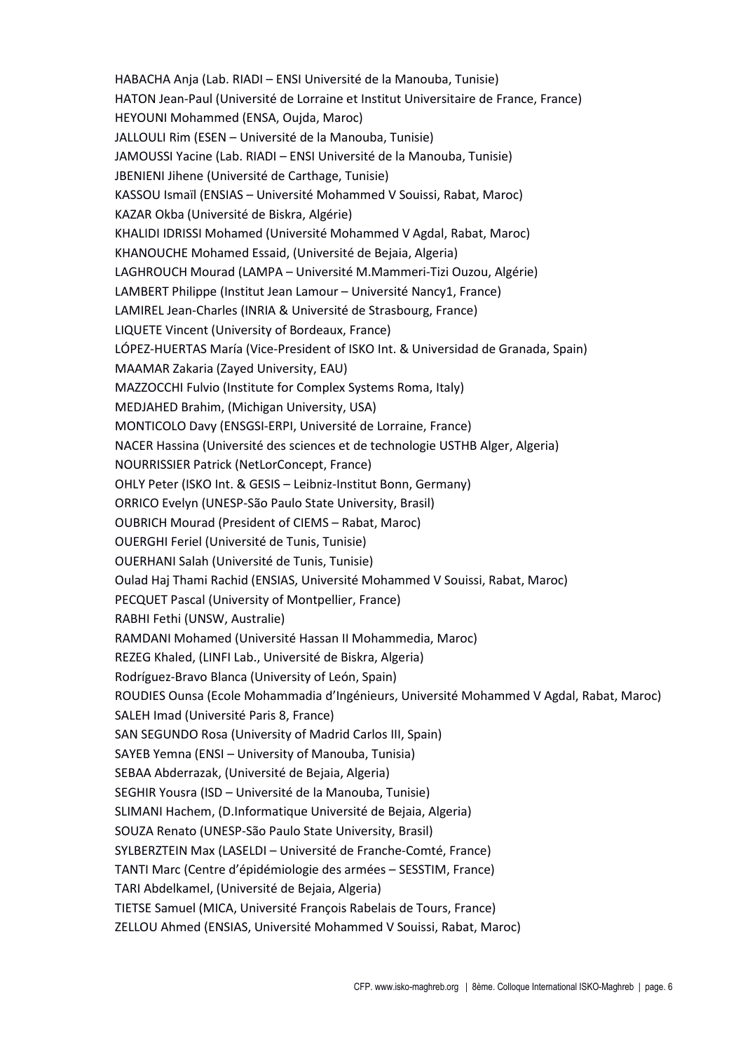HABACHA Anja (Lab. RIADI – ENSI Université de la Manouba, Tunisie)

HATON Jean-Paul (Université de Lorraine et Institut Universitaire de France, France)

HEYOUNI Mohammed (ENSA, Oujda, Maroc)

JALLOULI Rim (ESEN – Université de la Manouba, Tunisie)

JAMOUSSI Yacine (Lab. RIADI – ENSI Université de la Manouba, Tunisie)

JBENIENI Jihene (Université de Carthage, Tunisie)

KASSOU Ismaïl (ENSIAS – Université Mohammed V Souissi, Rabat, Maroc)

KAZAR Okba (Université de Biskra, Algérie)

KHALIDI IDRISSI Mohamed (Université Mohammed V Agdal, Rabat, Maroc)

KHANOUCHE Mohamed Essaid, (Université de Bejaia, Algeria)

LAGHROUCH Mourad (LAMPA – Université M.Mammeri-Tizi Ouzou, Algérie)

LAMBERT Philippe (Institut Jean Lamour – Université Nancy1, France)

LAMIREL Jean-Charles (INRIA & Université de Strasbourg, France)

LIQUETE Vincent (University of Bordeaux, France)

LÓPEZ-HUERTAS María (Vice-President of ISKO Int. & Universidad de Granada, Spain)

MAAMAR Zakaria (Zayed University, EAU)

MAZZOCCHI Fulvio (Institute for Complex Systems Roma, Italy)

MEDJAHED Brahim, (Michigan University, USA)

MONTICOLO Davy (ENSGSI-ERPI, Université de Lorraine, France)

NACER Hassina (Université des sciences et de technologie USTHB Alger, Algeria)

NOURRISSIER Patrick (NetLorConcept, France)

OHLY Peter (ISKO Int. & GESIS – Leibniz-Institut Bonn, Germany)

ORRICO Evelyn (UNESP-São Paulo State University, Brasil)

OUBRICH Mourad (President of CIEMS – Rabat, Maroc)

OUERGHI Feriel (Université de Tunis, Tunisie)

OUERHANI Salah (Université de Tunis, Tunisie)

Oulad Haj Thami Rachid (ENSIAS, Université Mohammed V Souissi, Rabat, Maroc)

PECQUET Pascal (University of Montpellier, France)

RABHI Fethi (UNSW, Australie)

RAMDANI Mohamed (Université Hassan II Mohammedia, Maroc)

REZEG Khaled, (LINFI Lab., Université de Biskra, Algeria)

Rodríguez-Bravo Blanca (University of León, Spain)

ROUDIES Ounsa (Ecole Mohammadia d'Ingénieurs, Université Mohammed V Agdal, Rabat, Maroc)

SALEH Imad (Université Paris 8, France)

SAN SEGUNDO Rosa (University of Madrid Carlos III, Spain)

SAYEB Yemna (ENSI – University of Manouba, Tunisia)

SEBAA Abderrazak, (Université de Bejaia, Algeria)

SEGHIR Yousra (ISD – Université de la Manouba, Tunisie)

SLIMANI Hachem, (D.Informatique Université de Bejaia, Algeria)

SOUZA Renato (UNESP-São Paulo State University, Brasil)

SYLBERZTEIN Max (LASELDI – Université de Franche-Comté, France)

TANTI Marc (Centre d'épidémiologie des armées – SESSTIM, France)

TARI Abdelkamel, (Université de Bejaia, Algeria)

TIETSE Samuel (MICA, Université François Rabelais de Tours, France)

ZELLOU Ahmed (ENSIAS, Université Mohammed V Souissi, Rabat, Maroc)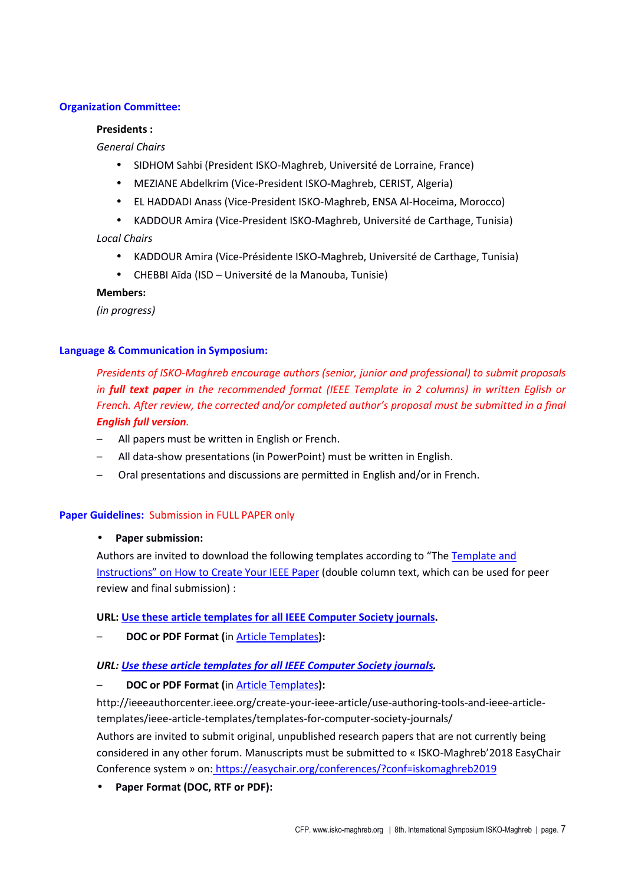### Organization Committee:

**Presidents :**

*General Chairs*

- SIDHOM Sahbi (President ISKO-Maghreb, Université de Lorraine, France)
- MEZIANE Abdelkrim (Vice-President ISKO-Maghreb, CERIST, Algeria)
- EL HADDADI Anass (Vice-President ISKO-Maghreb, ENSA Al-Hoceima, Morocco)
- KADDOUR Amira (Vice-President ISKO-Maghreb, Université de Carthage, Tunisia)

*Local Chairs*

- KADDOUR Amira (Vice-Présidente ISKO-Maghreb, Université de Carthage, Tunisia)
- CHEBBI Aïda (ISD – Université de la Manouba, Tunisie)

**Members:**

*(in progress)*

### Language & Communication in Symposium:

*Presidents of ISKO-Maghreb encourage authors (senior, junior and professional) to submit proposals in **full text paper** in the recommended format (IEEE Template in 2 columns) in written Eglish or French. After review, the corrected and/or completed author's proposal must be submitted in a final **English full version**.*

- All papers must be written in English or French.
- All data-show presentations (in PowerPoint) must be written in English.
- Oral presentations and discussions are permitted in English and/or in French.

### Paper Guidelines: Submission in FULL PAPER only

- **Paper submission:**

Authors are invited to download the following templates according to "The Template and Instructions" on How to Create Your IEEE Paper (double column text, which can be used for peer review and final submission) :

**URL: Use these article templates for all IEEE Computer Society journals.**

- **DOC or PDF Format (**in Article Templates**):**

***URL: Use these article templates for all IEEE Computer Society journals.***

- **DOC or PDF Format (**in Article Templates**):**

http://ieeeauthorcenter.ieee.org/create-your-ieee-article/use-authoring-tools-and-ieee-article-templates/ieee-article-templates/templates-for-computer-society-journals/

Authors are invited to submit original, unpublished research papers that are not currently being considered in any other forum. Manuscripts must be submitted to « ISKO-Maghreb'2018 EasyChair Conference system » on: https://easychair.org/conferences/?conf=iskomaghreb2019

- **Paper Format (DOC, RTF or PDF):**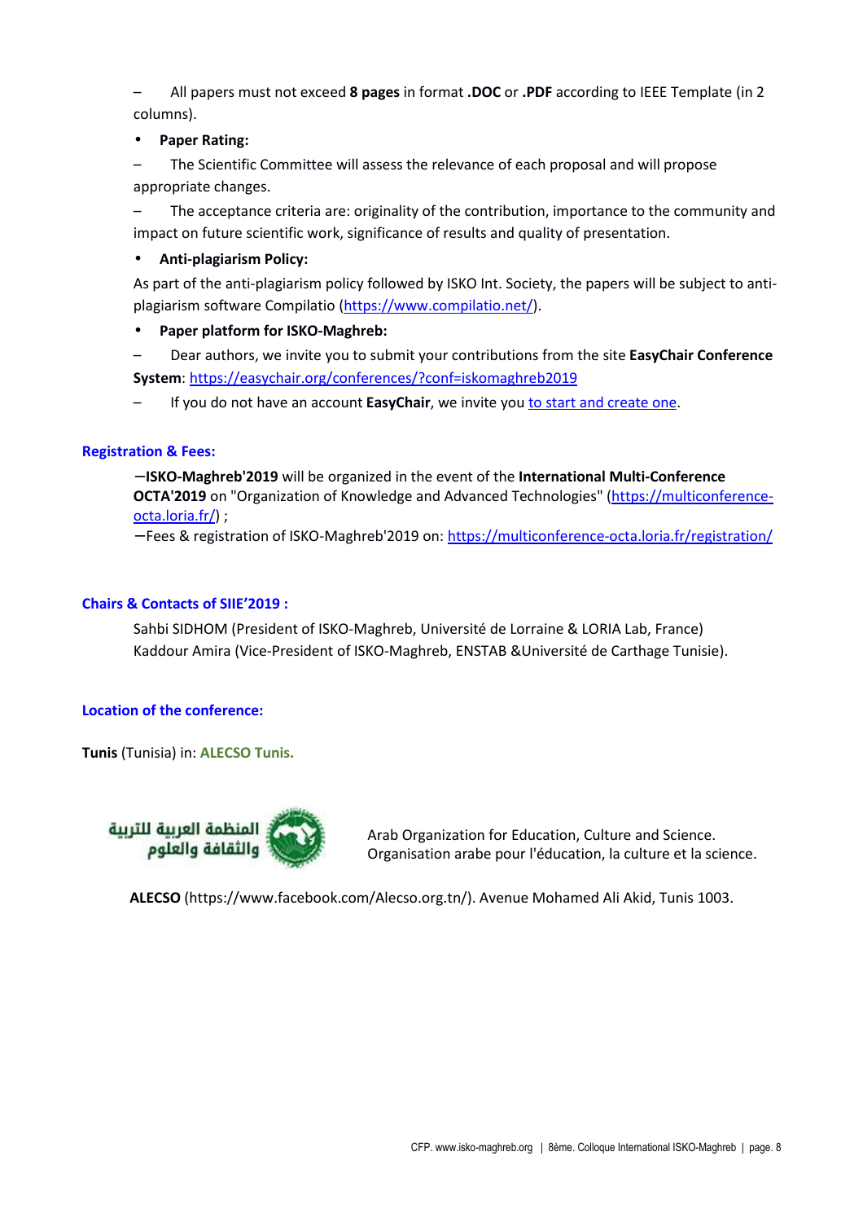– All papers must not exceed **8 pages** in format **.DOC** or **.PDF** according to IEEE Template (in 2 columns).

- **Paper Rating:**

– The Scientific Committee will assess the relevance of each proposal and will propose appropriate changes.

– The acceptance criteria are: originality of the contribution, importance to the community and impact on future scientific work, significance of results and quality of presentation.

- **Anti-plagiarism Policy:**

As part of the anti-plagiarism policy followed by ISKO Int. Society, the papers will be subject to anti-plagiarism software Compilatio (https://www.compilatio.net/).

- **Paper platform for ISKO-Maghreb:**

– Dear authors, we invite you to submit your contributions from the site **EasyChair Conference System**: https://easychair.org/conferences/?conf=iskomaghreb2019

– If you do not have an account **EasyChair**, we invite you to start and create one.

## Registration & Fees:

–**ISKO-Maghreb'2019** will be organized in the event of the **International Multi-Conference OCTA'2019** on "Organization of Knowledge and Advanced Technologies" (https://multiconference-octa.loria.fr/) ;

–Fees & registration of ISKO-Maghreb'2019 on: https://multiconference-octa.loria.fr/registration/

## Chairs & Contacts of SIIE'2019 :

Sahbi SIDHOM (President of ISKO-Maghreb, Université de Lorraine & LORIA Lab, France)
Kaddour Amira (Vice-President of ISKO-Maghreb, ENSTAB &Université de Carthage Tunisie).

## Location of the conference:

**Tunis** (Tunisia) in: **ALECSO Tunis.**

المنظمة العربية للتربية والثقافة والعلوم

Arab Organization for Education, Culture and Science.
Organisation arabe pour l'éducation, la culture et la science.

**ALECSO** (https://www.facebook.com/Alecso.org.tn/). Avenue Mohamed Ali Akid, Tunis 1003.